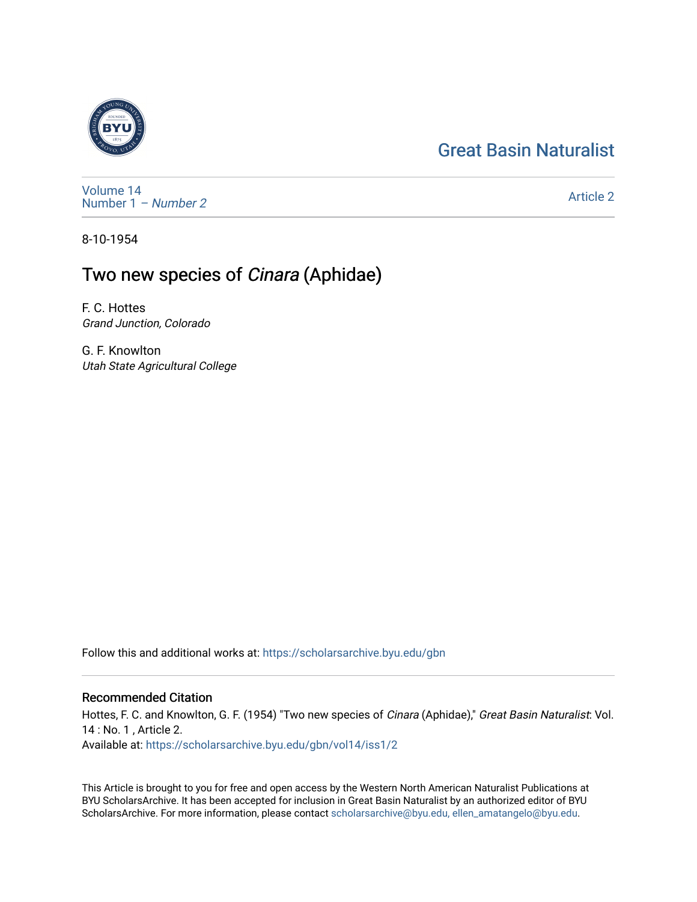Great Basin Naturalist

Volume 14
Number 1 – *Number 2*

Article 2

8-10-1954

# Two new species of *Cinara* (Aphidae)

F. C. Hottes
*Grand Junction, Colorado*

G. F. Knowlton
*Utah State Agricultural College*

Follow this and additional works at: https://scholarsarchive.byu.edu/gbn

## Recommended Citation

Hottes, F. C. and Knowlton, G. F. (1954) "Two new species of *Cinara* (Aphidae)," *Great Basin Naturalist*: Vol. 14 : No. 1 , Article 2.
Available at: https://scholarsarchive.byu.edu/gbn/vol14/iss1/2

This Article is brought to you for free and open access by the Western North American Naturalist Publications at BYU ScholarsArchive. It has been accepted for inclusion in Great Basin Naturalist by an authorized editor of BYU ScholarsArchive. For more information, please contact scholarsarchive@byu.edu, ellen_amatangelo@byu.edu.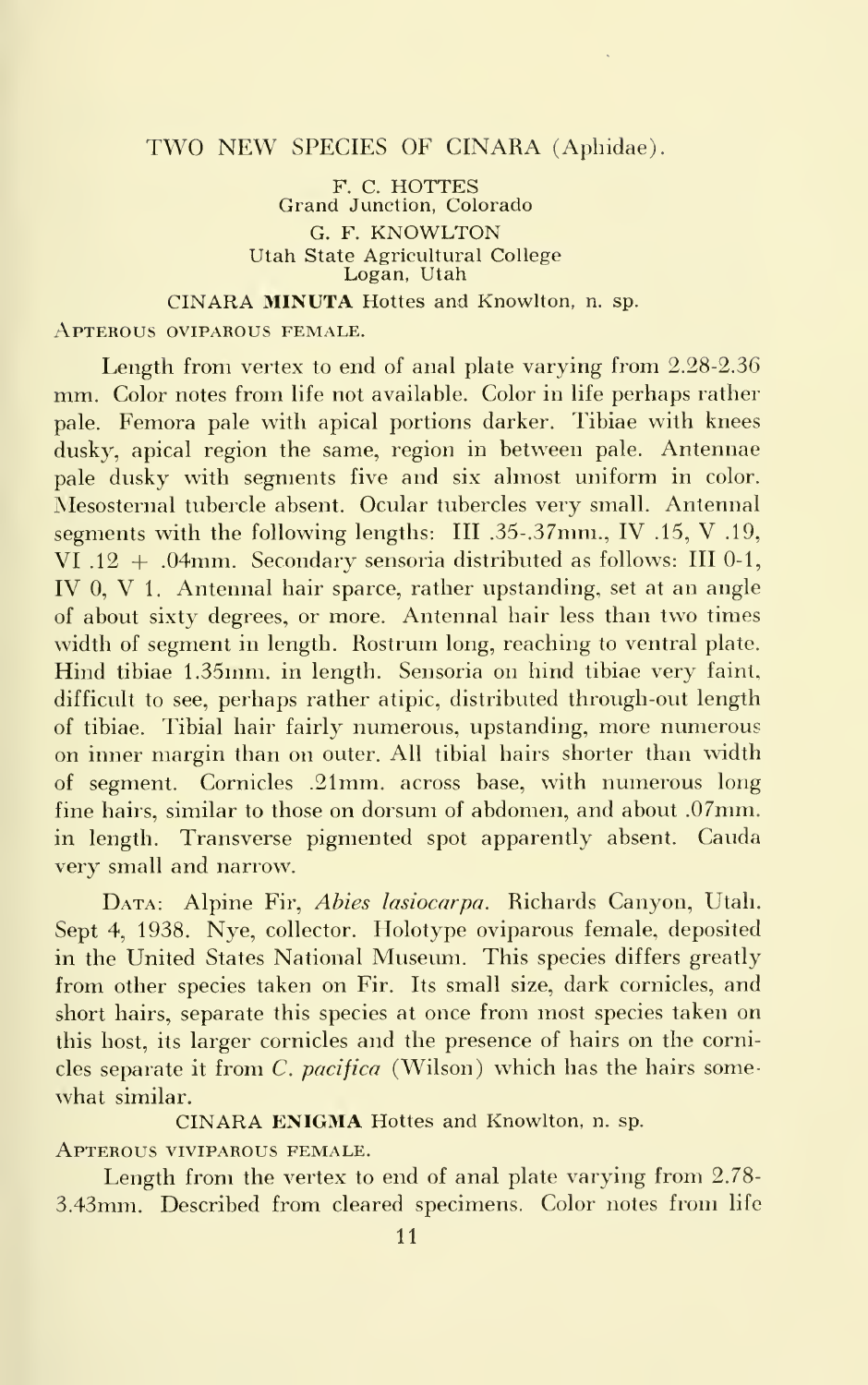## TWO NEW SPECIES OF CINARA (Aphidae).

F. C. HOTTES
Grand Junction, Colorado

G. F. KNOWLTON
Utah State Agricultural College
Logan, Utah

### CINARA **MINUTA** Hottes and Knowlton, n. sp.

APTEROUS OVIPAROUS FEMALE.

Length from vertex to end of anal plate varying from 2.28-2.36 mm. Color notes from life not available. Color in life perhaps rather pale. Femora pale with apical portions darker. Tibiae with knees dusky, apical region the same, region in between pale. Antennae pale dusky with segments five and six almost uniform in color. Mesosternal tubercle absent. Ocular tubercles very small. Antennal segments with the following lengths: III .35-.37mm., IV .15, V .19, VI .12 + .04mm. Secondary sensoria distributed as follows: III 0-1, IV 0, V 1. Antennal hair sparce, rather upstanding, set at an angle of about sixty degrees, or more. Antennal hair less than two times width of segment in length. Rostrum long, reaching to ventral plate. Hind tibiae 1.35mm. in length. Sensoria on hind tibiae very faint, difficult to see, perhaps rather atipic, distributed through-out length of tibiae. Tibial hair fairly numerous, upstanding, more numerous on inner margin than on outer. All tibial hairs shorter than width of segment. Cornicles .21mm. across base, with numerous long fine hairs, similar to those on dorsum of abdomen, and about .07mm. in length. Transverse pigmented spot apparently absent. Cauda very small and narrow.

DATA: Alpine Fir, *Abies lasiocarpa*. Richards Canyon, Utah. Sept 4, 1938. Nye, collector. Holotype oviparous female, deposited in the United States National Museum. This species differs greatly from other species taken on Fir. Its small size, dark cornicles, and short hairs, separate this species at once from most species taken on this host, its larger cornicles and the presence of hairs on the cornicles separate it from *C. pacifica* (Wilson) which has the hairs somewhat similar.

### CINARA **ENIGMA** Hottes and Knowlton, n. sp.

APTEROUS VIVIPAROUS FEMALE.

Length from the vertex to end of anal plate varying from 2.78-3.43mm. Described from cleared specimens. Color notes from life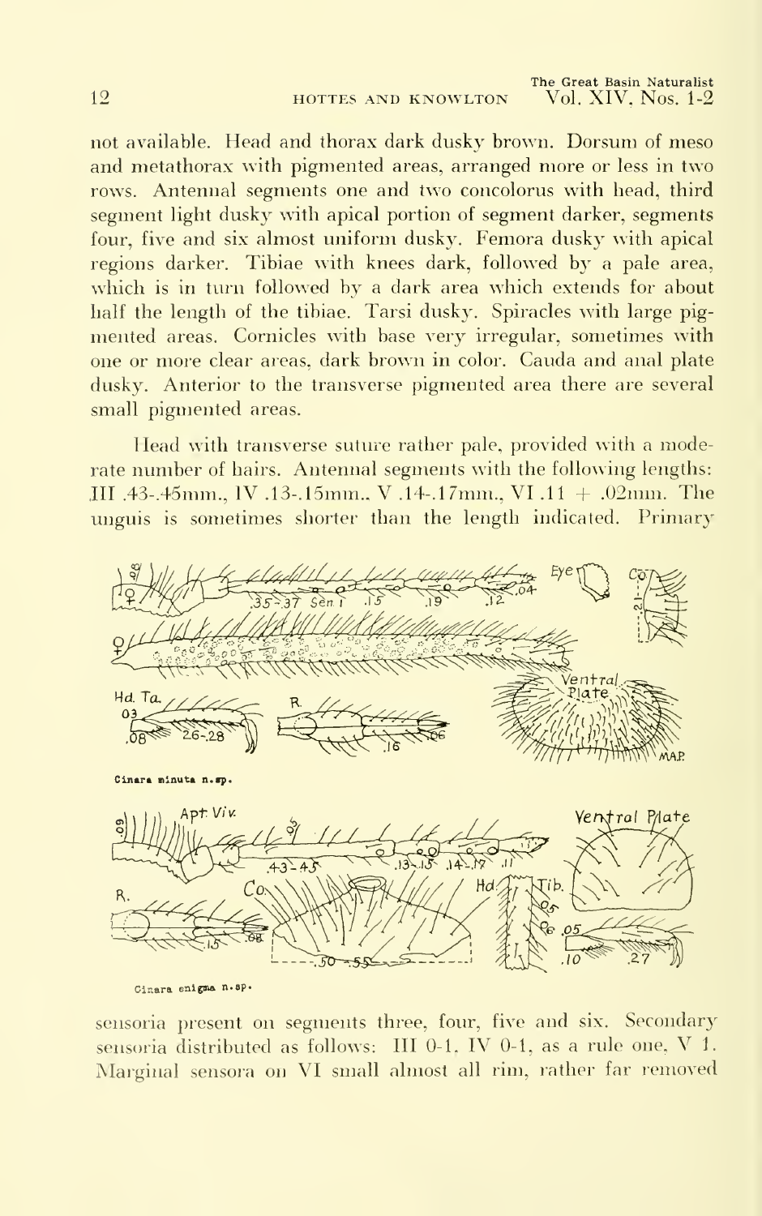not available. Head and thorax dark dusky brown. Dorsum of meso and metathorax with pigmented areas, arranged more or less in two rows. Antennal segments one and two concolorus with head, third segment light dusky with apical portion of segment darker, segments four, five and six almost uniform dusky. Femora dusky with apical regions darker. Tibiae with knees dark, followed by a pale area, which is in turn followed by a dark area which extends for about half the length of the tibiae. Tarsi dusky. Spiracles with large pigmented areas. Cornicles with base very irregular, sometimes with one or more clear areas, dark brown in color. Cauda and anal plate dusky. Anterior to the transverse pigmented area there are several small pigmented areas.

Head with transverse suture rather pale, provided with a moderate number of hairs. Antennal segments with the following lengths: III .43-.45mm., IV .13-.15mm., V .14-.17mm., VI .11 + .02mm. The unguis is sometimes shorter than the length indicated. Primary

Cinara minuta n. sp.

Cinara enigma n. sp.

sensoria present on segments three, four, five and six. Secondary sensoria distributed as follows: III 0-1, IV 0-1, as a rule one, V 1. Marginal sensora on VI small almost all rim, rather far removed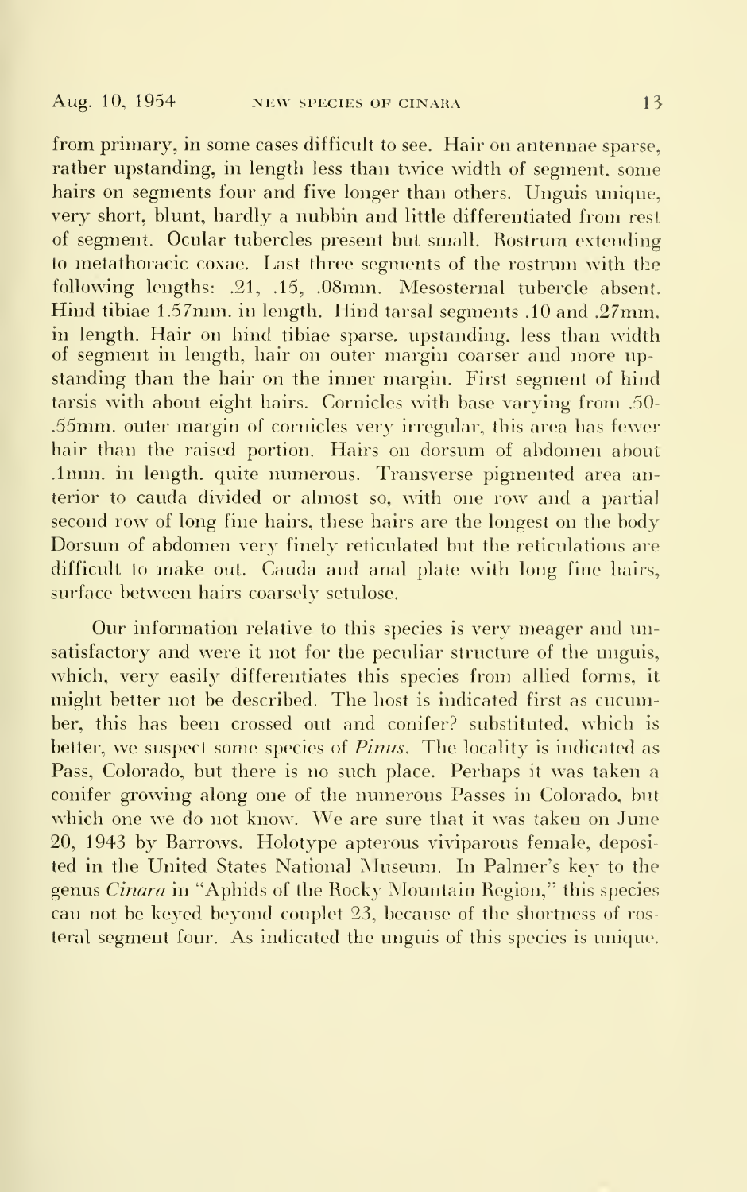from primary, in some cases difficult to see. Hair on antennae sparse, rather upstanding, in length less than twice width of segment, some hairs on segments four and five longer than others. Unguis unique, very short, blunt, hardly a nubbin and little differentiated from rest of segment. Ocular tubercles present but small. Rostrum extending to metathoracic coxae. Last three segments of the rostrum with the following lengths: .21, .15, .08mm. Mesosternal tubercle absent. Hind tibiae 1.57mm. in length. Hind tarsal segments .10 and .27mm. in length. Hair on hind tibiae sparse, upstanding, less than width of segment in length, hair on outer margin coarser and more upstanding than the hair on the inner margin. First segment of hind tarsis with about eight hairs. Cornicles with base varying from .50-.55mm. outer margin of cornicles very irregular, this area has fewer hair than the raised portion. Hairs on dorsum of abdomen about .1mm. in length, quite numerous. Transverse pigmented area anterior to cauda divided or almost so, with one row and a partial second row of long fine hairs, these hairs are the longest on the body Dorsum of abdomen very finely reticulated but the reticulations are difficult to make out. Cauda and anal plate with long fine hairs, surface between hairs coarsely setulose.

Our information relative to this species is very meager and unsatisfactory and were it not for the peculiar structure of the unguis, which, very easily differentiates this species from allied forms, it might better not be described. The host is indicated first as cucumber, this has been crossed out and conifer? substituted, which is better, we suspect some species of *Pinus*. The locality is indicated as Pass, Colorado, but there is no such place. Perhaps it was taken a conifer growing along one of the numerous Passes in Colorado, but which one we do not know. We are sure that it was taken on June 20, 1943 by Barrows. Holotype apterous viviparous female, deposited in the United States National Museum. In Palmer's key to the genus *Cinara* in "Aphids of the Rocky Mountain Region," this species can not be keyed beyond couplet 23, because of the shortness of rosteral segment four. As indicated the unguis of this species is unique.